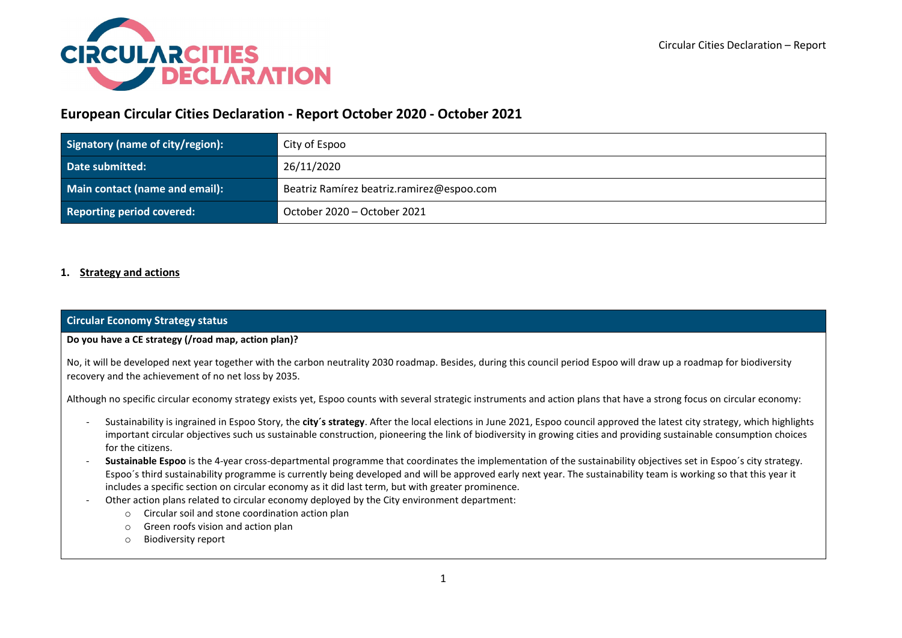# European Circular Cities Declaration - Report October 2020 - October 2021

| Signatory (name of city/region): | City of Espoo |
|---|---|
| Date submitted: | 26/11/2020 |
| Main contact (name and email): | Beatriz Ramírez beatriz.ramirez@espoo.com |
| Reporting period covered: | October 2020 – October 2021 |

## 1. Strategy and actions

| Circular Economy Strategy status |
|---|
| **Do you have a CE strategy (/road map, action plan)?**<br><br>No, it will be developed next year together with the carbon neutrality 2030 roadmap. Besides, during this council period Espoo will draw up a roadmap for biodiversity recovery and the achievement of no net loss by 2035.<br><br>Although no specific circular economy strategy exists yet, Espoo counts with several strategic instruments and action plans that have a strong focus on circular economy:<br><br>- Sustainability is ingrained in Espoo Story, the **city´s strategy**. After the local elections in June 2021, Espoo council approved the latest city strategy, which highlights important circular objectives such us sustainable construction, pioneering the link of biodiversity in growing cities and providing sustainable consumption choices for the citizens.<br>- **Sustainable Espoo** is the 4-year cross-departmental programme that coordinates the implementation of the sustainability objectives set in Espoo´s city strategy. Espoo´s third sustainability programme is currently being developed and will be approved early next year. The sustainability team is working so that this year it includes a specific section on circular economy as it did last term, but with greater prominence.<br>- Other action plans related to circular economy deployed by the City environment department:<br>    - Circular soil and stone coordination action plan<br>    - Green roofs vision and action plan<br>    - Biodiversity report |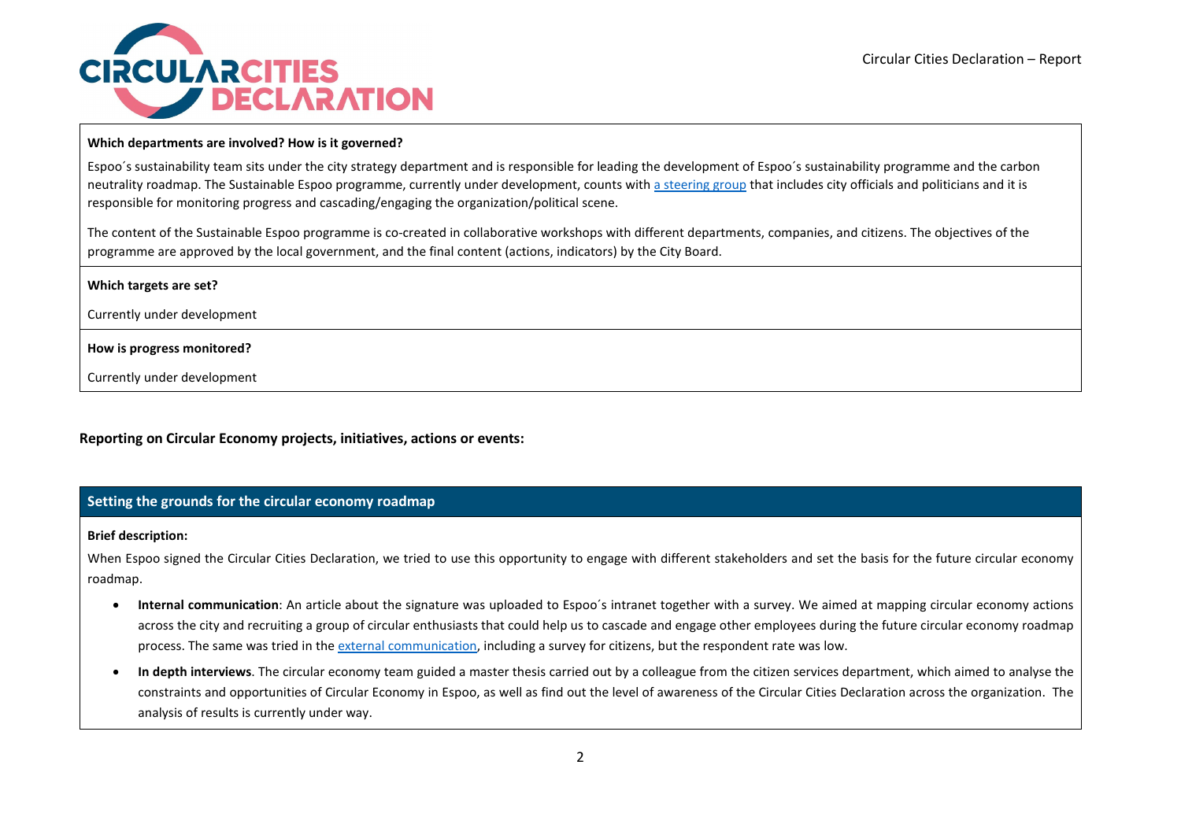**Which departments are involved? How is it governed?**

Espoo´s sustainability team sits under the city strategy department and is responsible for leading the development of Espoo´s sustainability programme and the carbon neutrality roadmap. The Sustainable Espoo programme, currently under development, counts with a steering group that includes city officials and politicians and it is responsible for monitoring progress and cascading/engaging the organization/political scene.

The content of the Sustainable Espoo programme is co-created in collaborative workshops with different departments, companies, and citizens. The objectives of the programme are approved by the local government, and the final content (actions, indicators) by the City Board.

**Which targets are set?**

Currently under development

**How is progress monitored?**

Currently under development

**Reporting on Circular Economy projects, initiatives, actions or events:**

## Setting the grounds for the circular economy roadmap

**Brief description:**

When Espoo signed the Circular Cities Declaration, we tried to use this opportunity to engage with different stakeholders and set the basis for the future circular economy roadmap.

- **Internal communication**: An article about the signature was uploaded to Espoo´s intranet together with a survey. We aimed at mapping circular economy actions across the city and recruiting a group of circular enthusiasts that could help us to cascade and engage other employees during the future circular economy roadmap process. The same was tried in the external communication, including a survey for citizens, but the respondent rate was low.
- **In depth interviews**. The circular economy team guided a master thesis carried out by a colleague from the citizen services department, which aimed to analyse the constraints and opportunities of Circular Economy in Espoo, as well as find out the level of awareness of the Circular Cities Declaration across the organization. The analysis of results is currently under way.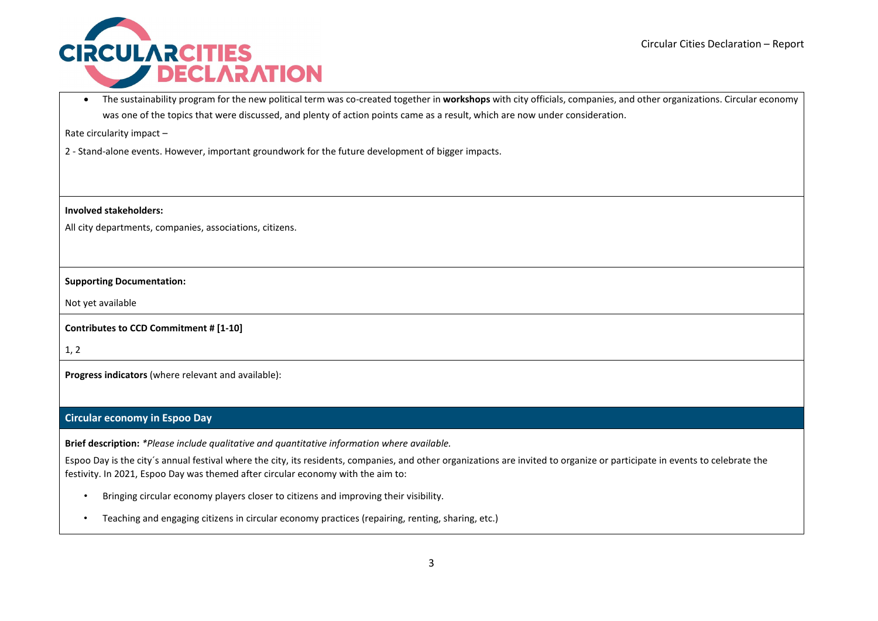- The sustainability program for the new political term was co-created together in **workshops** with city officials, companies, and other organizations. Circular economy was one of the topics that were discussed, and plenty of action points came as a result, which are now under consideration.

Rate circularity impact –

2 - Stand-alone events. However, important groundwork for the future development of bigger impacts.

**Involved stakeholders:**

All city departments, companies, associations, citizens.

**Supporting Documentation:**

Not yet available

**Contributes to CCD Commitment # [1-10]**

1, 2

**Progress indicators** (where relevant and available):

## Circular economy in Espoo Day

**Brief description:** **Please include qualitative and quantitative information where available.*

Espoo Day is the city´s annual festival where the city, its residents, companies, and other organizations are invited to organize or participate in events to celebrate the festivity. In 2021, Espoo Day was themed after circular economy with the aim to:

- Bringing circular economy players closer to citizens and improving their visibility.
- Teaching and engaging citizens in circular economy practices (repairing, renting, sharing, etc.)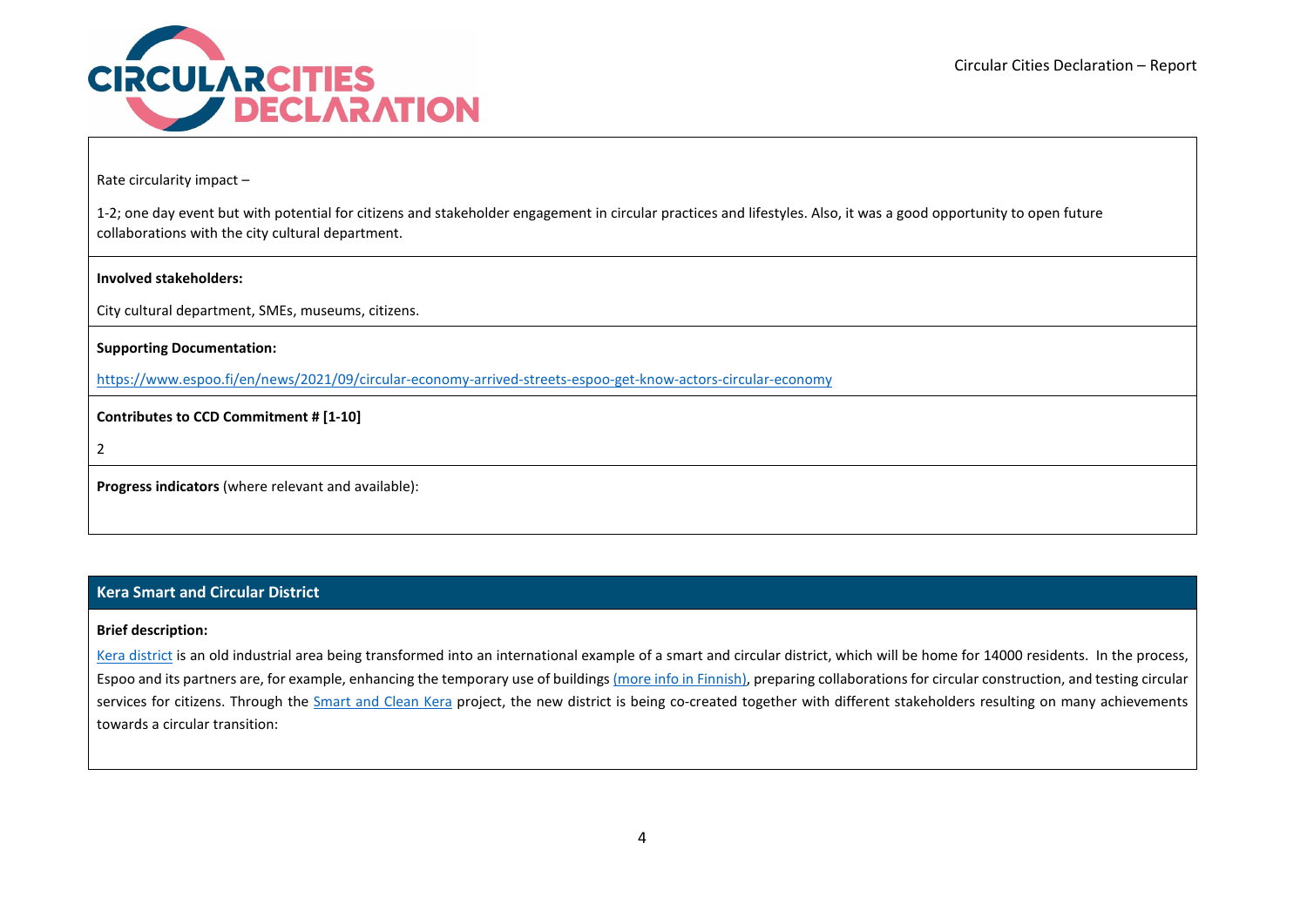Rate circularity impact –

1-2; one day event but with potential for citizens and stakeholder engagement in circular practices and lifestyles. Also, it was a good opportunity to open future collaborations with the city cultural department.

**Involved stakeholders:**

City cultural department, SMEs, museums, citizens.

**Supporting Documentation:**

https://www.espoo.fi/en/news/2021/09/circular-economy-arrived-streets-espoo-get-know-actors-circular-economy

**Contributes to CCD Commitment # [1-10]**

2

**Progress indicators** (where relevant and available):

## Kera Smart and Circular District

**Brief description:**

Kera district is an old industrial area being transformed into an international example of a smart and circular district, which will be home for 14000 residents. In the process, Espoo and its partners are, for example, enhancing the temporary use of buildings (more info in Finnish), preparing collaborations for circular construction, and testing circular services for citizens. Through the Smart and Clean Kera project, the new district is being co-created together with different stakeholders resulting on many achievements towards a circular transition: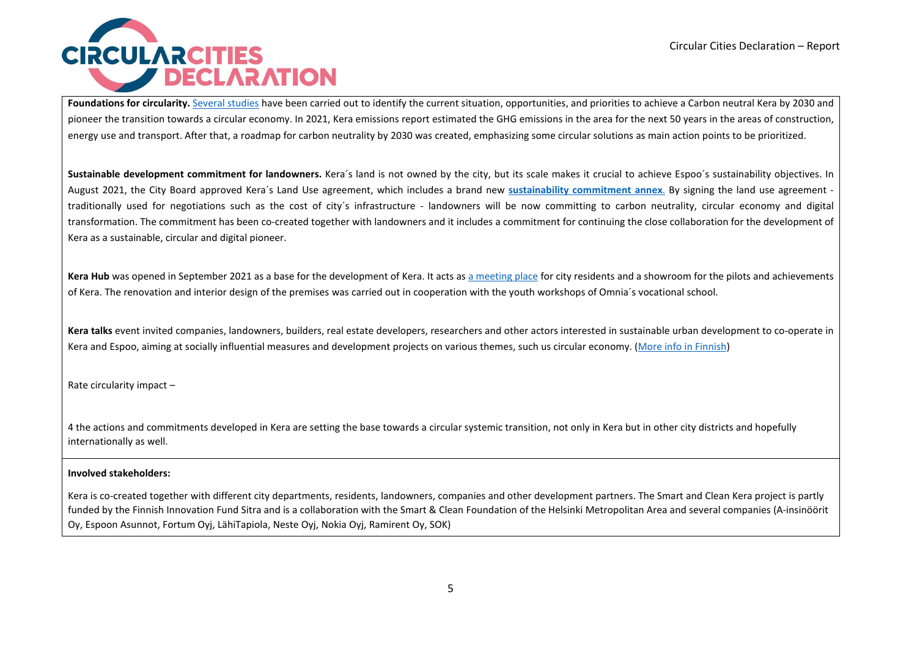**Foundations for circularity.** Several studies have been carried out to identify the current situation, opportunities, and priorities to achieve a Carbon neutral Kera by 2030 and pioneer the transition towards a circular economy. In 2021, Kera emissions report estimated the GHG emissions in the area for the next 50 years in the areas of construction, energy use and transport. After that, a roadmap for carbon neutrality by 2030 was created, emphasizing some circular solutions as main action points to be prioritized.

**Sustainable development commitment for landowners.** Kera´s land is not owned by the city, but its scale makes it crucial to achieve Espoo´s sustainability objectives. In August 2021, the City Board approved Kera´s Land Use agreement, which includes a brand new **sustainability commitment annex**. By signing the land use agreement - traditionally used for negotiations such as the cost of city´s infrastructure - landowners will be now committing to carbon neutrality, circular economy and digital transformation. The commitment has been co-created together with landowners and it includes a commitment for continuing the close collaboration for the development of Kera as a sustainable, circular and digital pioneer.

**Kera Hub** was opened in September 2021 as a base for the development of Kera. It acts as a meeting place for city residents and a showroom for the pilots and achievements of Kera. The renovation and interior design of the premises was carried out in cooperation with the youth workshops of Omnia´s vocational school.

**Kera talks** event invited companies, landowners, builders, real estate developers, researchers and other actors interested in sustainable urban development to co-operate in Kera and Espoo, aiming at socially influential measures and development projects on various themes, such us circular economy. (More info in Finnish)

Rate circularity impact –

4 the actions and commitments developed in Kera are setting the base towards a circular systemic transition, not only in Kera but in other city districts and hopefully internationally as well.

**Involved stakeholders:**

Kera is co-created together with different city departments, residents, landowners, companies and other development partners. The Smart and Clean Kera project is partly funded by the Finnish Innovation Fund Sitra and is a collaboration with the Smart & Clean Foundation of the Helsinki Metropolitan Area and several companies (A-insinöörit Oy, Espoon Asunnot, Fortum Oyj, LähiTapiola, Neste Oyj, Nokia Oyj, Ramirent Oy, SOK)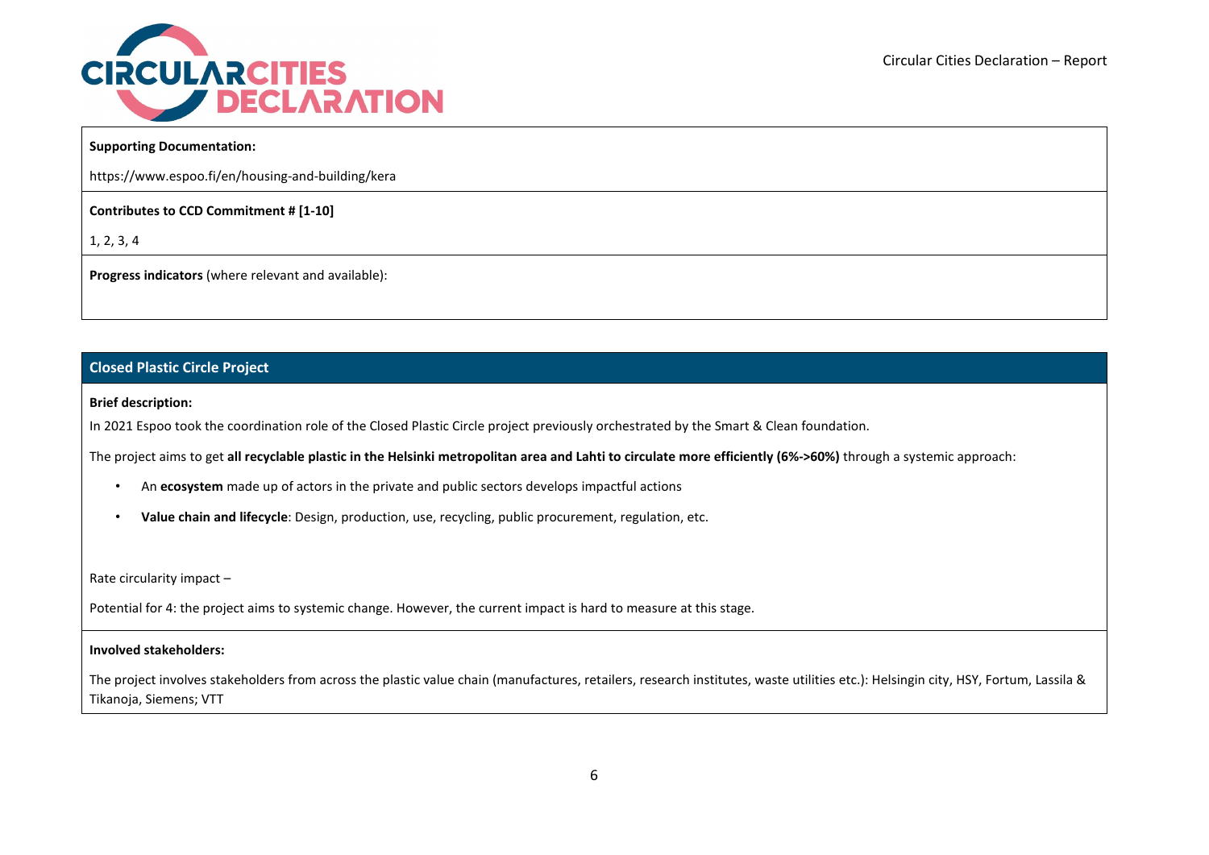**Supporting Documentation:**

https://www.espoo.fi/en/housing-and-building/kera

**Contributes to CCD Commitment # [1-10]**

1, 2, 3, 4

**Progress indicators** (where relevant and available):

## Closed Plastic Circle Project

**Brief description:**

In 2021 Espoo took the coordination role of the Closed Plastic Circle project previously orchestrated by the Smart & Clean foundation.

The project aims to get **all recyclable plastic in the Helsinki metropolitan area and Lahti to circulate more efficiently (6%->60%)** through a systemic approach:

- An **ecosystem** made up of actors in the private and public sectors develops impactful actions
- **Value chain and lifecycle**: Design, production, use, recycling, public procurement, regulation, etc.

Rate circularity impact –

Potential for 4: the project aims to systemic change. However, the current impact is hard to measure at this stage.

**Involved stakeholders:**

The project involves stakeholders from across the plastic value chain (manufactures, retailers, research institutes, waste utilities etc.): Helsingin city, HSY, Fortum, Lassila & Tikanoja, Siemens; VTT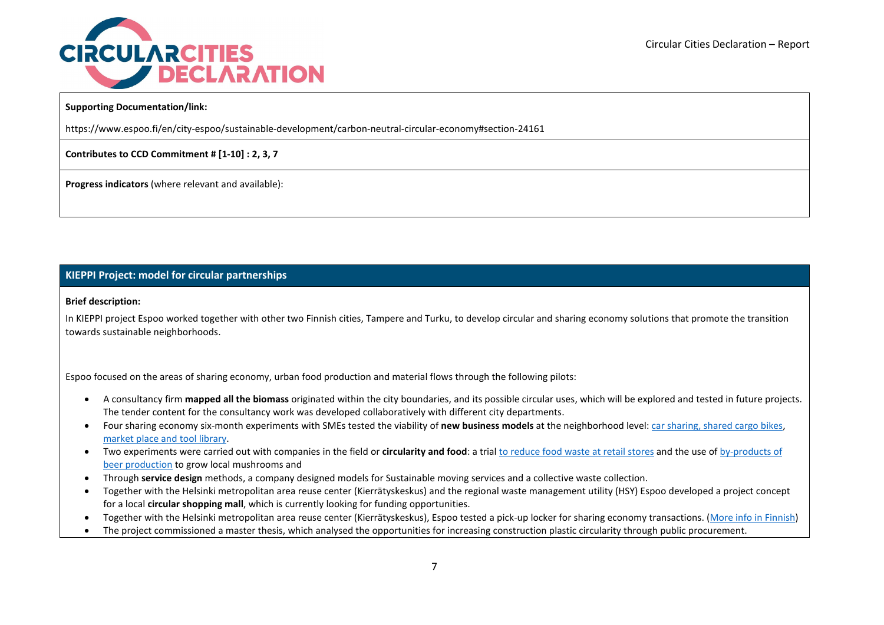**Supporting Documentation/link:**

https://www.espoo.fi/en/city-espoo/sustainable-development/carbon-neutral-circular-economy#section-24161

**Contributes to CCD Commitment # [1-10] : 2, 3, 7**

**Progress indicators** (where relevant and available):

## KIEPPI Project: model for circular partnerships

**Brief description:**

In KIEPPI project Espoo worked together with other two Finnish cities, Tampere and Turku, to develop circular and sharing economy solutions that promote the transition towards sustainable neighborhoods.

Espoo focused on the areas of sharing economy, urban food production and material flows through the following pilots:

- A consultancy firm **mapped all the biomass** originated within the city boundaries, and its possible circular uses, which will be explored and tested in future projects. The tender content for the consultancy work was developed collaboratively with different city departments.
- Four sharing economy six-month experiments with SMEs tested the viability of **new business models** at the neighborhood level: car sharing, shared cargo bikes, market place and tool library.
- Two experiments were carried out with companies in the field or **circularity and food**: a trial to reduce food waste at retail stores and the use of by-products of beer production to grow local mushrooms and
- Through **service design** methods, a company designed models for Sustainable moving services and a collective waste collection.
- Together with the Helsinki metropolitan area reuse center (Kierrätyskeskus) and the regional waste management utility (HSY) Espoo developed a project concept for a local **circular shopping mall**, which is currently looking for funding opportunities.
- Together with the Helsinki metropolitan area reuse center (Kierrätyskeskus), Espoo tested a pick-up locker for sharing economy transactions. (More info in Finnish)
- The project commissioned a master thesis, which analysed the opportunities for increasing construction plastic circularity through public procurement.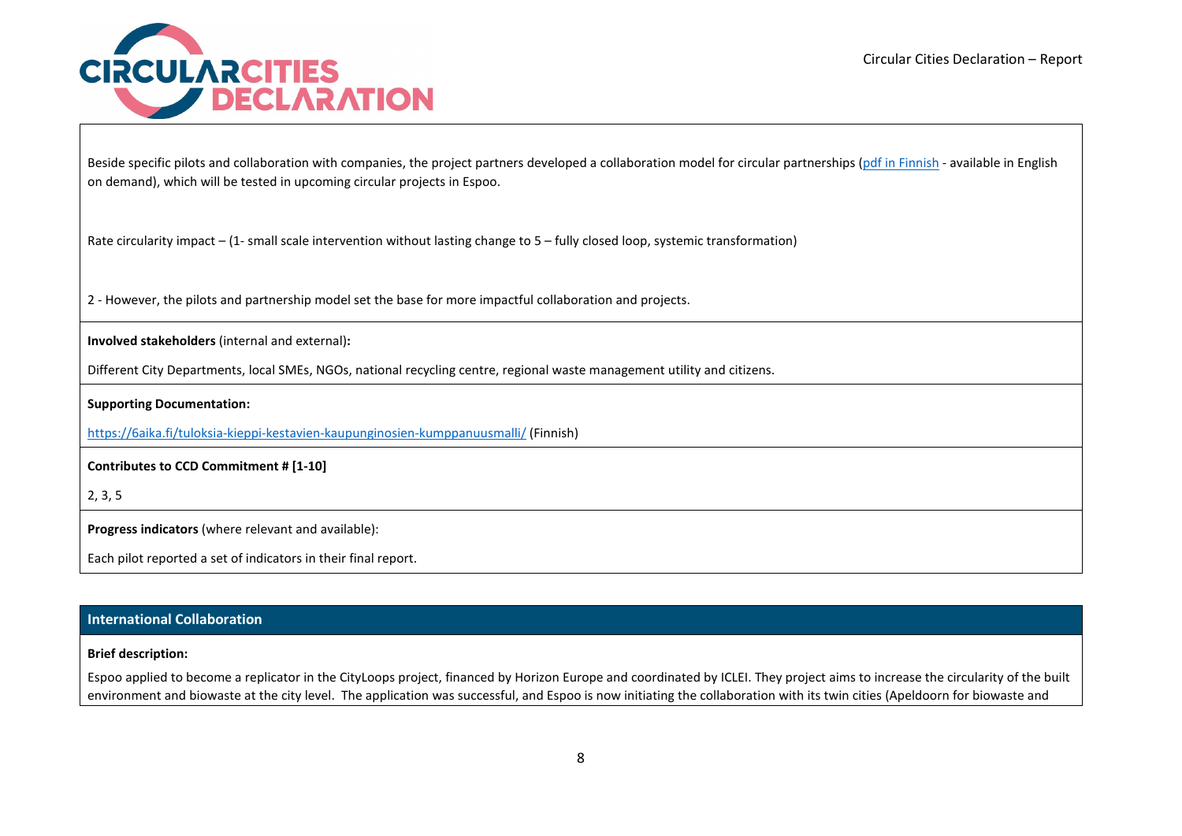Beside specific pilots and collaboration with companies, the project partners developed a collaboration model for circular partnerships (pdf in Finnish - available in English on demand), which will be tested in upcoming circular projects in Espoo.

Rate circularity impact – (1- small scale intervention without lasting change to 5 – fully closed loop, systemic transformation)

2 - However, the pilots and partnership model set the base for more impactful collaboration and projects.

**Involved stakeholders** (internal and external)**:**

Different City Departments, local SMEs, NGOs, national recycling centre, regional waste management utility and citizens.

**Supporting Documentation:**

https://6aika.fi/tuloksia-kieppi-kestavien-kaupunginosien-kumppanuusmalli/ (Finnish)

**Contributes to CCD Commitment # [1-10]**

2, 3, 5

**Progress indicators** (where relevant and available):

Each pilot reported a set of indicators in their final report.

## International Collaboration

**Brief description:**

Espoo applied to become a replicator in the CityLoops project, financed by Horizon Europe and coordinated by ICLEI. They project aims to increase the circularity of the built environment and biowaste at the city level. The application was successful, and Espoo is now initiating the collaboration with its twin cities (Apeldoorn for biowaste and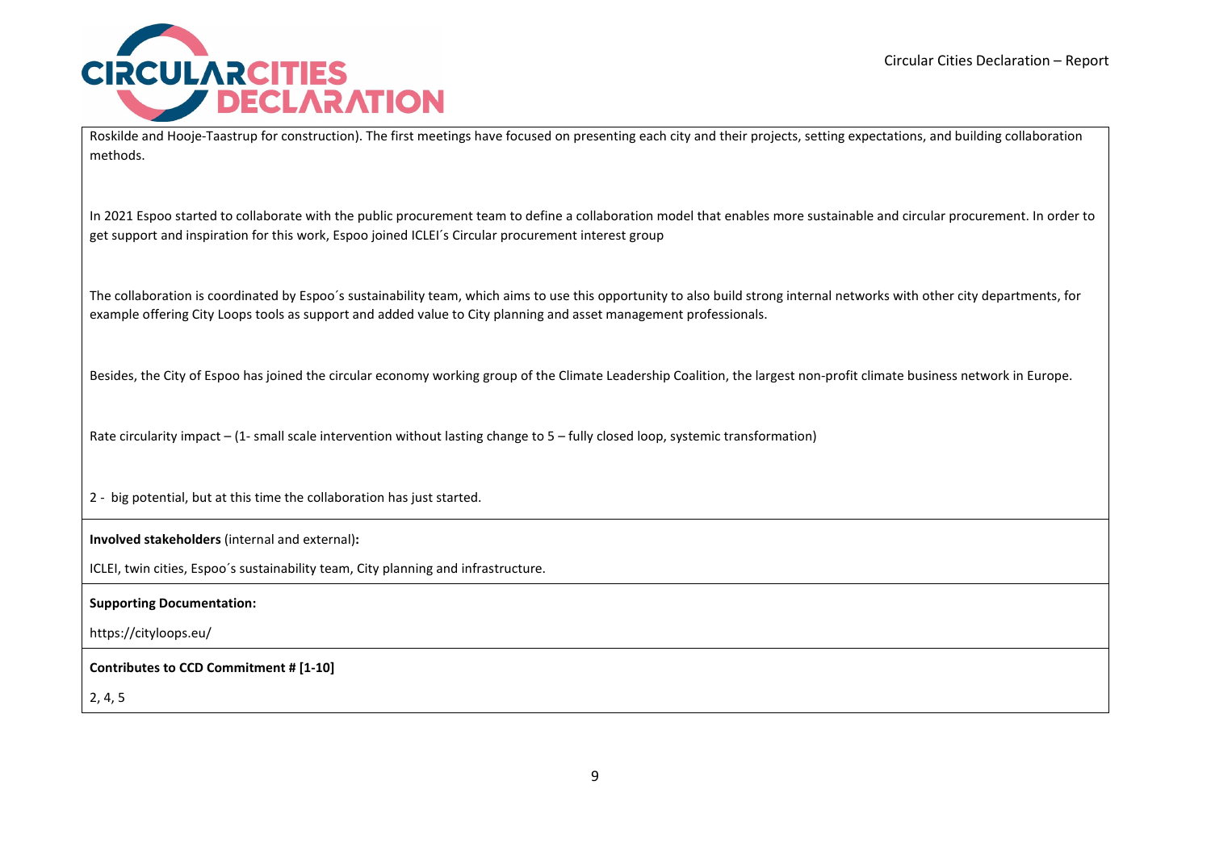Roskilde and Hooje-Taastrup for construction). The first meetings have focused on presenting each city and their projects, setting expectations, and building collaboration methods.

In 2021 Espoo started to collaborate with the public procurement team to define a collaboration model that enables more sustainable and circular procurement. In order to get support and inspiration for this work, Espoo joined ICLEI´s Circular procurement interest group

The collaboration is coordinated by Espoo´s sustainability team, which aims to use this opportunity to also build strong internal networks with other city departments, for example offering City Loops tools as support and added value to City planning and asset management professionals.

Besides, the City of Espoo has joined the circular economy working group of the Climate Leadership Coalition, the largest non-profit climate business network in Europe.

Rate circularity impact – (1- small scale intervention without lasting change to 5 – fully closed loop, systemic transformation)

2 - big potential, but at this time the collaboration has just started.

**Involved stakeholders** (internal and external)**:**

ICLEI, twin cities, Espoo´s sustainability team, City planning and infrastructure.

**Supporting Documentation:**

https://cityloops.eu/

**Contributes to CCD Commitment # [1-10]**

2, 4, 5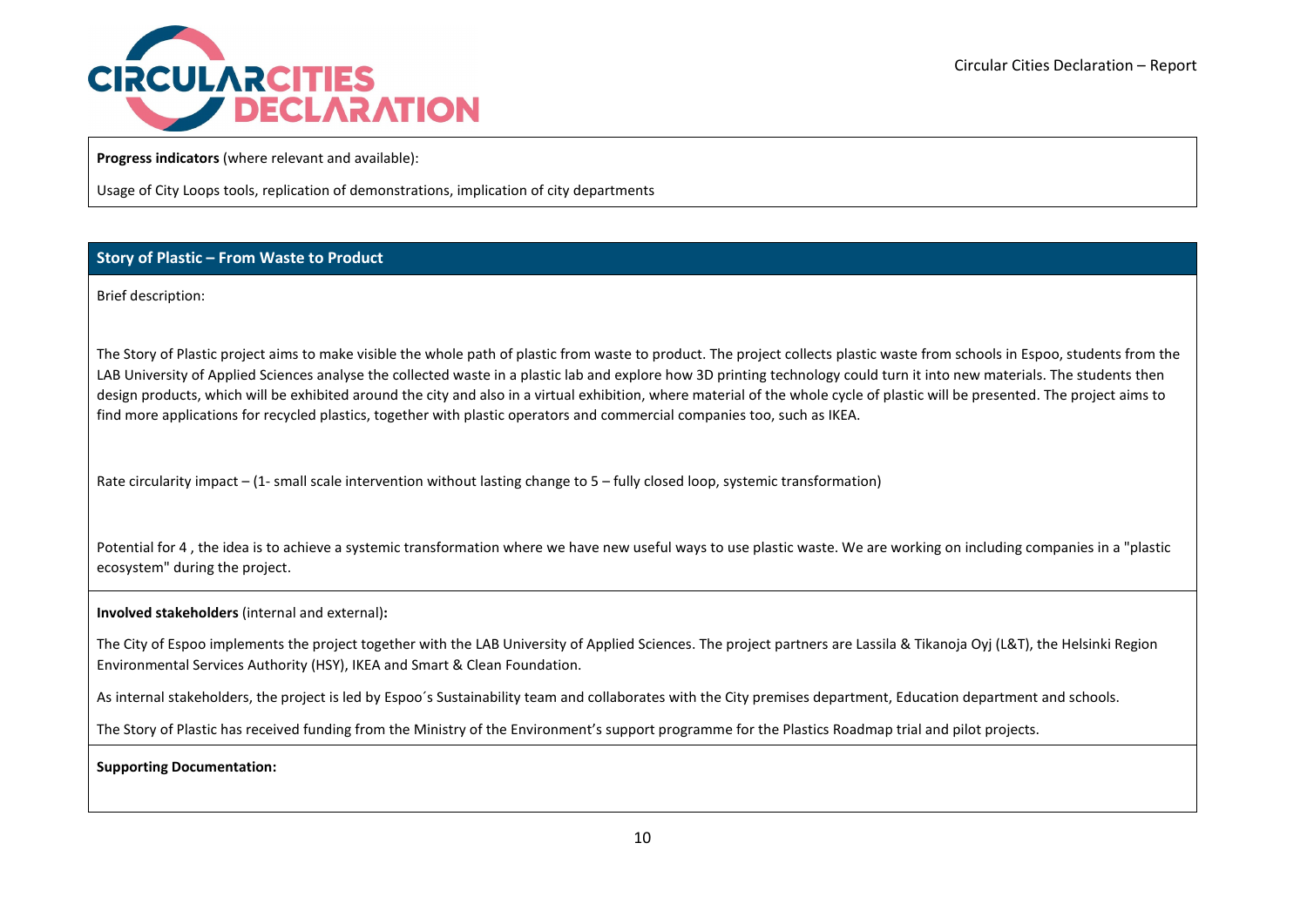**Progress indicators** (where relevant and available):

Usage of City Loops tools, replication of demonstrations, implication of city departments

## Story of Plastic – From Waste to Product

Brief description:

The Story of Plastic project aims to make visible the whole path of plastic from waste to product. The project collects plastic waste from schools in Espoo, students from the LAB University of Applied Sciences analyse the collected waste in a plastic lab and explore how 3D printing technology could turn it into new materials. The students then design products, which will be exhibited around the city and also in a virtual exhibition, where material of the whole cycle of plastic will be presented. The project aims to find more applications for recycled plastics, together with plastic operators and commercial companies too, such as IKEA.

Rate circularity impact – (1- small scale intervention without lasting change to 5 – fully closed loop, systemic transformation)

Potential for 4 , the idea is to achieve a systemic transformation where we have new useful ways to use plastic waste. We are working on including companies in a "plastic ecosystem" during the project.

**Involved stakeholders** (internal and external)**:**

The City of Espoo implements the project together with the LAB University of Applied Sciences. The project partners are Lassila & Tikanoja Oyj (L&T), the Helsinki Region Environmental Services Authority (HSY), IKEA and Smart & Clean Foundation.

As internal stakeholders, the project is led by Espoo´s Sustainability team and collaborates with the City premises department, Education department and schools.

The Story of Plastic has received funding from the Ministry of the Environment's support programme for the Plastics Roadmap trial and pilot projects.

**Supporting Documentation:**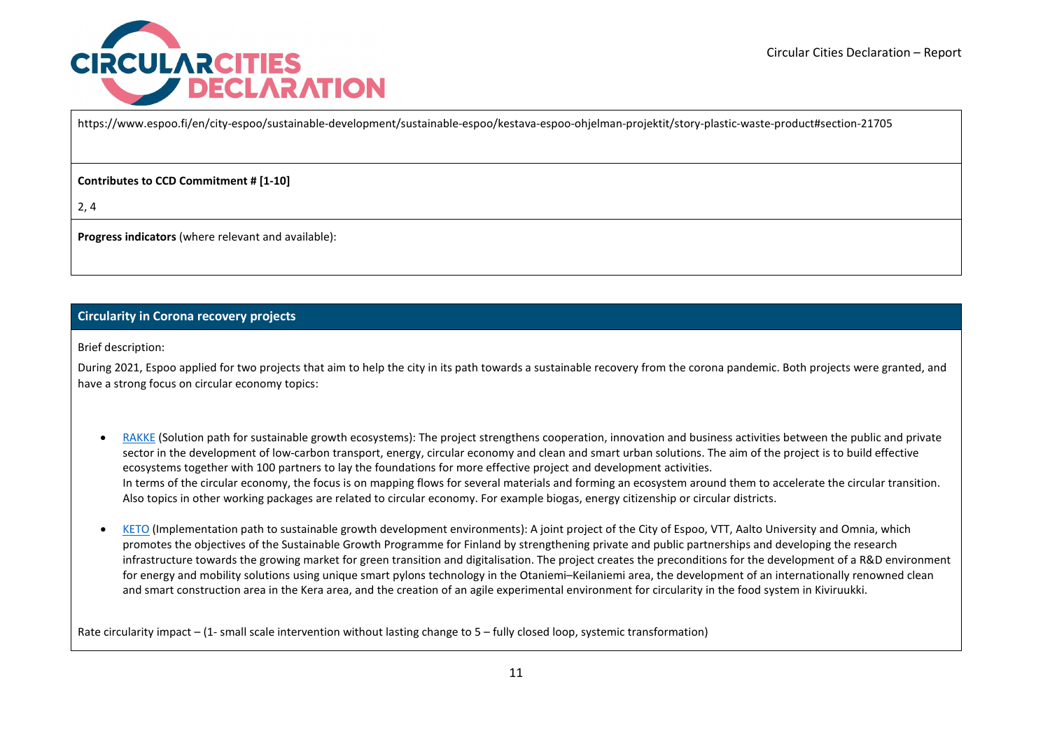https://www.espoo.fi/en/city-espoo/sustainable-development/sustainable-espoo/kestava-espoo-ohjelman-projektit/story-plastic-waste-product#section-21705

**Contributes to CCD Commitment # [1-10]**

2, 4

**Progress indicators** (where relevant and available):

## Circularity in Corona recovery projects

Brief description:

During 2021, Espoo applied for two projects that aim to help the city in its path towards a sustainable recovery from the corona pandemic. Both projects were granted, and have a strong focus on circular economy topics:

- RAKKE (Solution path for sustainable growth ecosystems): The project strengthens cooperation, innovation and business activities between the public and private sector in the development of low-carbon transport, energy, circular economy and clean and smart urban solutions. The aim of the project is to build effective ecosystems together with 100 partners to lay the foundations for more effective project and development activities.
  In terms of the circular economy, the focus is on mapping flows for several materials and forming an ecosystem around them to accelerate the circular transition. Also topics in other working packages are related to circular economy. For example biogas, energy citizenship or circular districts.

- KETO (Implementation path to sustainable growth development environments): A joint project of the City of Espoo, VTT, Aalto University and Omnia, which promotes the objectives of the Sustainable Growth Programme for Finland by strengthening private and public partnerships and developing the research infrastructure towards the growing market for green transition and digitalisation. The project creates the preconditions for the development of a R&D environment for energy and mobility solutions using unique smart pylons technology in the Otaniemi–Keilaniemi area, the development of an internationally renowned clean and smart construction area in the Kera area, and the creation of an agile experimental environment for circularity in the food system in Kiviruukki.

Rate circularity impact – (1- small scale intervention without lasting change to 5 – fully closed loop, systemic transformation)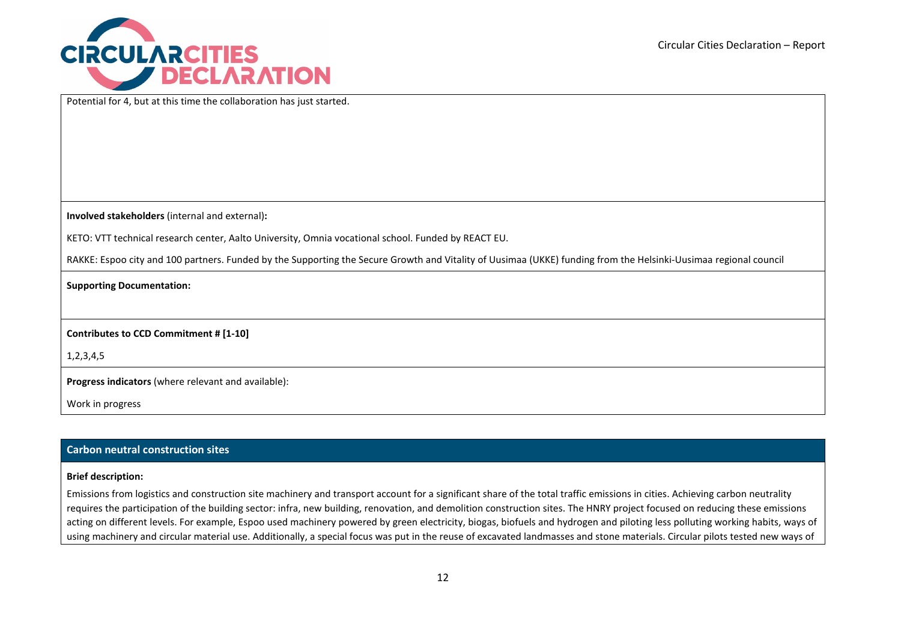Potential for 4, but at this time the collaboration has just started.

**Involved stakeholders** (internal and external)**:**

KETO: VTT technical research center, Aalto University, Omnia vocational school. Funded by REACT EU.

RAKKE: Espoo city and 100 partners. Funded by the Supporting the Secure Growth and Vitality of Uusimaa (UKKE) funding from the Helsinki-Uusimaa regional council

**Supporting Documentation:**

**Contributes to CCD Commitment # [1-10]**

1,2,3,4,5

**Progress indicators** (where relevant and available):

Work in progress

## Carbon neutral construction sites

**Brief description:**

Emissions from logistics and construction site machinery and transport account for a significant share of the total traffic emissions in cities. Achieving carbon neutrality requires the participation of the building sector: infra, new building, renovation, and demolition construction sites. The HNRY project focused on reducing these emissions acting on different levels. For example, Espoo used machinery powered by green electricity, biogas, biofuels and hydrogen and piloting less polluting working habits, ways of using machinery and circular material use. Additionally, a special focus was put in the reuse of excavated landmasses and stone materials. Circular pilots tested new ways of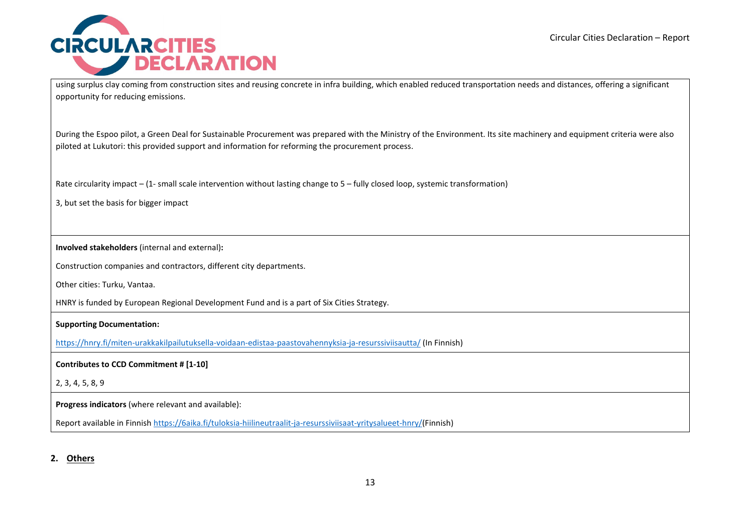using surplus clay coming from construction sites and reusing concrete in infra building, which enabled reduced transportation needs and distances, offering a significant opportunity for reducing emissions.

During the Espoo pilot, a Green Deal for Sustainable Procurement was prepared with the Ministry of the Environment. Its site machinery and equipment criteria were also piloted at Lukutori: this provided support and information for reforming the procurement process.

Rate circularity impact – (1- small scale intervention without lasting change to 5 – fully closed loop, systemic transformation)

3, but set the basis for bigger impact

**Involved stakeholders** (internal and external)**:**

Construction companies and contractors, different city departments.

Other cities: Turku, Vantaa.

HNRY is funded by European Regional Development Fund and is a part of Six Cities Strategy.

**Supporting Documentation:**

https://hnry.fi/miten-urakkakilpailutuksella-voidaan-edistaa-paastovahennyksia-ja-resurssiviisautta/ (In Finnish)

**Contributes to CCD Commitment # [1-10]**

2, 3, 4, 5, 8, 9

**Progress indicators** (where relevant and available):

Report available in Finnish https://6aika.fi/tuloksia-hiilineutraalit-ja-resurssiviisaat-yritysalueet-hnry/(Finnish)

## 2. Others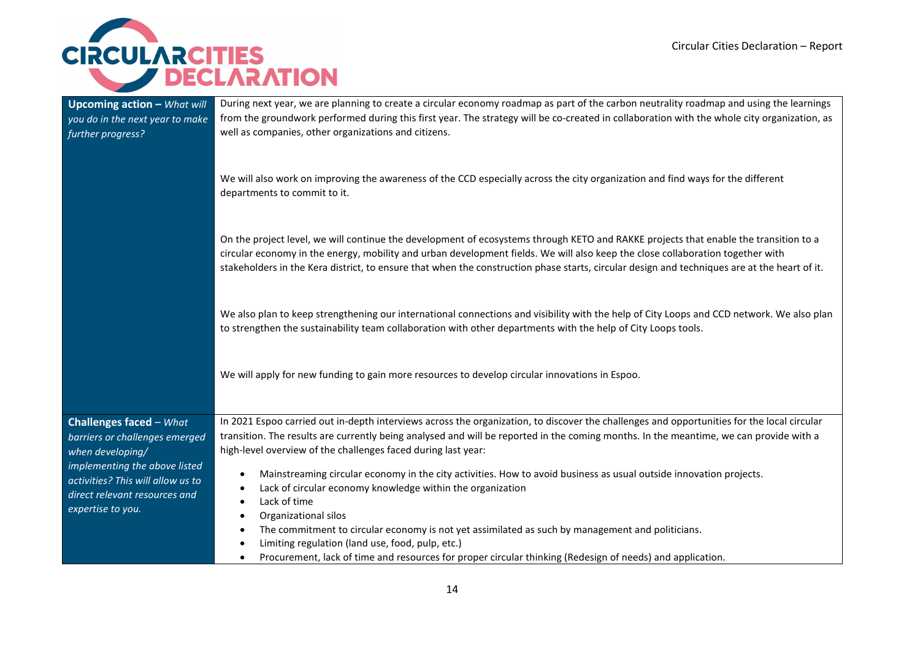| | |
|---|---|
| **Upcoming action** – *What will you do in the next year to make further progress?* | During next year, we are planning to create a circular economy roadmap as part of the carbon neutrality roadmap and using the learnings from the groundwork performed during this first year. The strategy will be co-created in collaboration with the whole city organization, as well as companies, other organizations and citizens.<br><br>We will also work on improving the awareness of the CCD especially across the city organization and find ways for the different departments to commit to it.<br><br>On the project level, we will continue the development of ecosystems through KETO and RAKKE projects that enable the transition to a circular economy in the energy, mobility and urban development fields. We will also keep the close collaboration together with stakeholders in the Kera district, to ensure that when the construction phase starts, circular design and techniques are at the heart of it.<br><br>We also plan to keep strengthening our international connections and visibility with the help of City Loops and CCD network. We also plan to strengthen the sustainability team collaboration with other departments with the help of City Loops tools.<br><br>We will apply for new funding to gain more resources to develop circular innovations in Espoo. |
| **Challenges faced** – *What barriers or challenges emerged when developing/ implementing the above listed activities? This will allow us to direct relevant resources and expertise to you.* | In 2021 Espoo carried out in-depth interviews across the organization, to discover the challenges and opportunities for the local circular transition. The results are currently being analysed and will be reported in the coming months. In the meantime, we can provide with a high-level overview of the challenges faced during last year:<br><br>• Mainstreaming circular economy in the city activities. How to avoid business as usual outside innovation projects.<br>• Lack of circular economy knowledge within the organization<br>• Lack of time<br>• Organizational silos<br>• The commitment to circular economy is not yet assimilated as such by management and politicians.<br>• Limiting regulation (land use, food, pulp, etc.)<br>• Procurement, lack of time and resources for proper circular thinking (Redesign of needs) and application. |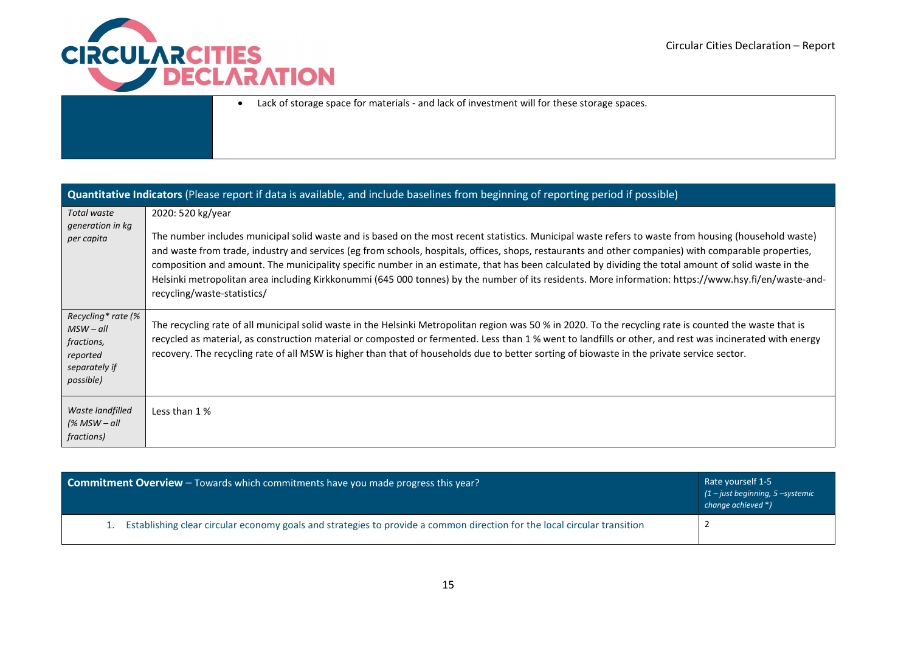| | |
|---|---|
| | • Lack of storage space for materials - and lack of investment will for these storage spaces. |

| **Quantitative Indicators** (Please report if data is available, and include baselines from beginning of reporting period if possible) | |
|---|---|
| *Total waste generation in kg per capita* | 2020: 520 kg/year<br><br>The number includes municipal solid waste and is based on the most recent statistics. Municipal waste refers to waste from housing (household waste) and waste from trade, industry and services (eg from schools, hospitals, offices, shops, restaurants and other companies) with comparable properties, composition and amount. The municipality specific number in an estimate, that has been calculated by dividing the total amount of solid waste in the Helsinki metropolitan area including Kirkkonummi (645 000 tonnes) by the number of its residents. More information: https://www.hsy.fi/en/waste-and-recycling/waste-statistics/ |
| *Recycling* rate (% MSW – all fractions, reported separately if possible)* | The recycling rate of all municipal solid waste in the Helsinki Metropolitan region was 50 % in 2020. To the recycling rate is counted the waste that is recycled as material, as construction material or composted or fermented. Less than 1 % went to landfills or other, and rest was incinerated with energy recovery. The recycling rate of all MSW is higher than that of households due to better sorting of biowaste in the private service sector. |
| *Waste landfilled (% MSW – all fractions)* | Less than 1 % |

| **Commitment Overview** – Towards which commitments have you made progress this year? | Rate yourself 1-5 *(1 – just beginning, 5 –systemic change achieved *)* |
|---|---|
| 1. Establishing clear circular economy goals and strategies to provide a common direction for the local circular transition | 2 |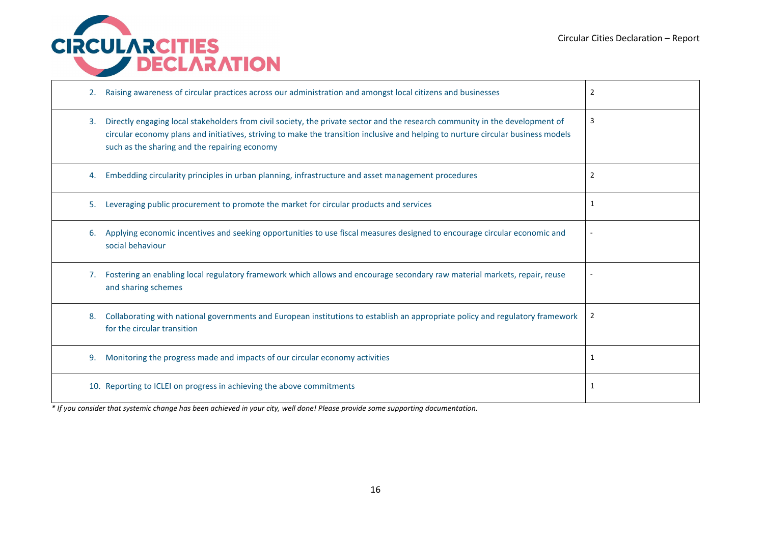| | |
|---|---|
| 2. Raising awareness of circular practices across our administration and amongst local citizens and businesses | 2 |
| 3. Directly engaging local stakeholders from civil society, the private sector and the research community in the development of circular economy plans and initiatives, striving to make the transition inclusive and helping to nurture circular business models such as the sharing and the repairing economy | 3 |
| 4. Embedding circularity principles in urban planning, infrastructure and asset management procedures | 2 |
| 5. Leveraging public procurement to promote the market for circular products and services | 1 |
| 6. Applying economic incentives and seeking opportunities to use fiscal measures designed to encourage circular economic and social behaviour | - |
| 7. Fostering an enabling local regulatory framework which allows and encourage secondary raw material markets, repair, reuse and sharing schemes | - |
| 8. Collaborating with national governments and European institutions to establish an appropriate policy and regulatory framework for the circular transition | 2 |
| 9. Monitoring the progress made and impacts of our circular economy activities | 1 |
| 10. Reporting to ICLEI on progress in achieving the above commitments | 1 |

*\* If you consider that systemic change has been achieved in your city, well done! Please provide some supporting documentation.*